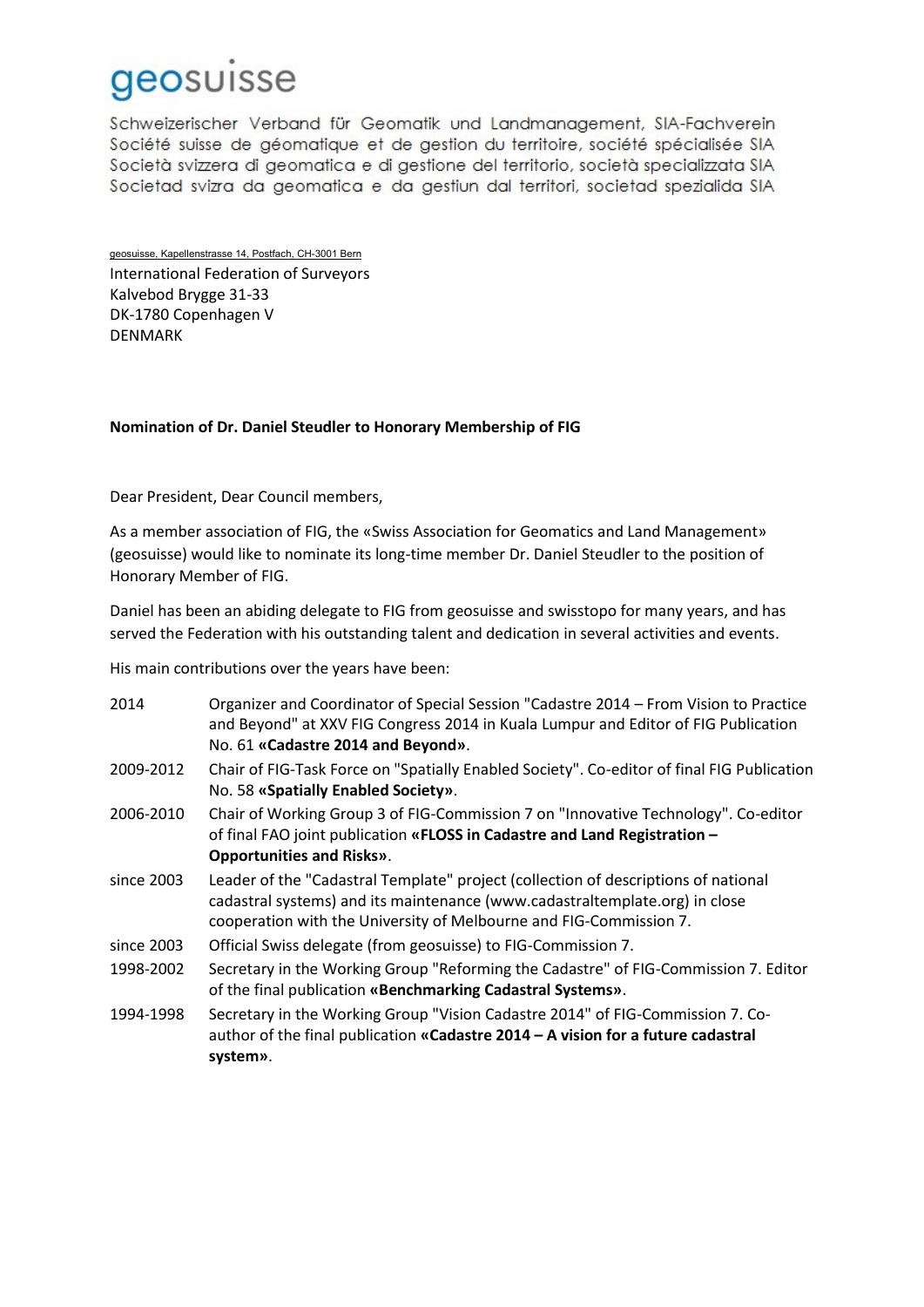# geosuisse

Schweizerischer Verband für Geomatik und Landmanagement, SIA-Fachverein
Société suisse de géomatique et de gestion du territoire, société spécialisée SIA
Società svizzera di geomatica e di gestione del territorio, società specializzata SIA
Societad svizra da geomatica e da gestiun dal territori, societad spezialida SIA

geosuisse, Kapellenstrasse 14, Postfach, CH-3001 Bern

International Federation of Surveyors
Kalvebod Brygge 31-33
DK-1780 Copenhagen V
DENMARK

**Nomination of Dr. Daniel Steudler to Honorary Membership of FIG**

Dear President, Dear Council members,

As a member association of FIG, the «Swiss Association for Geomatics and Land Management» (geosuisse) would like to nominate its long-time member Dr. Daniel Steudler to the position of Honorary Member of FIG.

Daniel has been an abiding delegate to FIG from geosuisse and swisstopo for many years, and has served the Federation with his outstanding talent and dedication in several activities and events.

His main contributions over the years have been:

| | |
|---|---|
| 2014 | Organizer and Coordinator of Special Session "Cadastre 2014 – From Vision to Practice and Beyond" at XXV FIG Congress 2014 in Kuala Lumpur and Editor of FIG Publication No. 61 **«Cadastre 2014 and Beyond»**. |
| 2009-2012 | Chair of FIG-Task Force on "Spatially Enabled Society". Co-editor of final FIG Publication No. 58 **«Spatially Enabled Society»**. |
| 2006-2010 | Chair of Working Group 3 of FIG-Commission 7 on "Innovative Technology". Co-editor of final FAO joint publication **«FLOSS in Cadastre and Land Registration – Opportunities and Risks»**. |
| since 2003 | Leader of the "Cadastral Template" project (collection of descriptions of national cadastral systems) and its maintenance (www.cadastraltemplate.org) in close cooperation with the University of Melbourne and FIG-Commission 7. |
| since 2003 | Official Swiss delegate (from geosuisse) to FIG-Commission 7. |
| 1998-2002 | Secretary in the Working Group "Reforming the Cadastre" of FIG-Commission 7. Editor of the final publication **«Benchmarking Cadastral Systems»**. |
| 1994-1998 | Secretary in the Working Group "Vision Cadastre 2014" of FIG-Commission 7. Co-author of the final publication **«Cadastre 2014 – A vision for a future cadastral system»**. |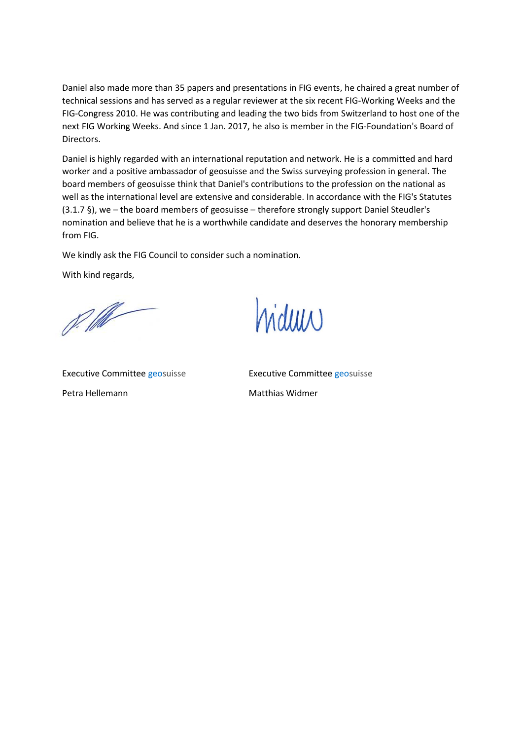Daniel also made more than 35 papers and presentations in FIG events, he chaired a great number of technical sessions and has served as a regular reviewer at the six recent FIG-Working Weeks and the FIG-Congress 2010. He was contributing and leading the two bids from Switzerland to host one of the next FIG Working Weeks. And since 1 Jan. 2017, he also is member in the FIG-Foundation's Board of Directors.

Daniel is highly regarded with an international reputation and network. He is a committed and hard worker and a positive ambassador of geosuisse and the Swiss surveying profession in general. The board members of geosuisse think that Daniel's contributions to the profession on the national as well as the international level are extensive and considerable. In accordance with the FIG's Statutes (3.1.7 §), we – the board members of geosuisse – therefore strongly support Daniel Steudler's nomination and believe that he is a worthwhile candidate and deserves the honorary membership from FIG.

We kindly ask the FIG Council to consider such a nomination.

With kind regards,

Executive Committee geosuisse

Petra Hellemann

Executive Committee geosuisse

Matthias Widmer